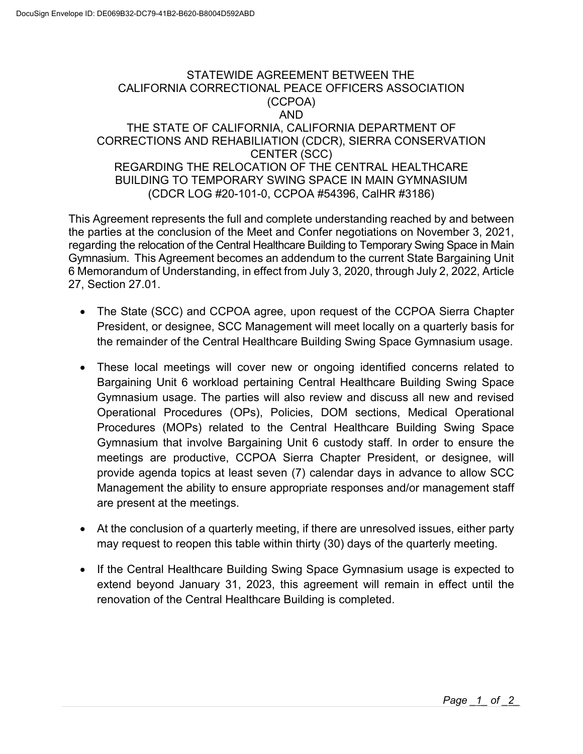DocuSign Envelope ID: DE069B32-DC79-41B2-B620-B8004D592ABD

# STATEWIDE AGREEMENT BETWEEN THE CALIFORNIA CORRECTIONAL PEACE OFFICERS ASSOCIATION (CCPOA) AND THE STATE OF CALIFORNIA, CALIFORNIA DEPARTMENT OF CORRECTIONS AND REHABILIATION (CDCR), SIERRA CONSERVATION CENTER (SCC) REGARDING THE RELOCATION OF THE CENTRAL HEALTHCARE BUILDING TO TEMPORARY SWING SPACE IN MAIN GYMNASIUM (CDCR LOG #20-101-0, CCPOA #54396, CalHR #3186)

This Agreement represents the full and complete understanding reached by and between the parties at the conclusion of the Meet and Confer negotiations on November 3, 2021, regarding the relocation of the Central Healthcare Building to Temporary Swing Space in Main Gymnasium. This Agreement becomes an addendum to the current State Bargaining Unit 6 Memorandum of Understanding, in effect from July 3, 2020, through July 2, 2022, Article 27, Section 27.01.

- The State (SCC) and CCPOA agree, upon request of the CCPOA Sierra Chapter President, or designee, SCC Management will meet locally on a quarterly basis for the remainder of the Central Healthcare Building Swing Space Gymnasium usage.
- These local meetings will cover new or ongoing identified concerns related to Bargaining Unit 6 workload pertaining Central Healthcare Building Swing Space Gymnasium usage. The parties will also review and discuss all new and revised Operational Procedures (OPs), Policies, DOM sections, Medical Operational Procedures (MOPs) related to the Central Healthcare Building Swing Space Gymnasium that involve Bargaining Unit 6 custody staff. In order to ensure the meetings are productive, CCPOA Sierra Chapter President, or designee, will provide agenda topics at least seven (7) calendar days in advance to allow SCC Management the ability to ensure appropriate responses and/or management staff are present at the meetings.
- At the conclusion of a quarterly meeting, if there are unresolved issues, either party may request to reopen this table within thirty (30) days of the quarterly meeting.
- If the Central Healthcare Building Swing Space Gymnasium usage is expected to extend beyond January 31, 2023, this agreement will remain in effect until the renovation of the Central Healthcare Building is completed.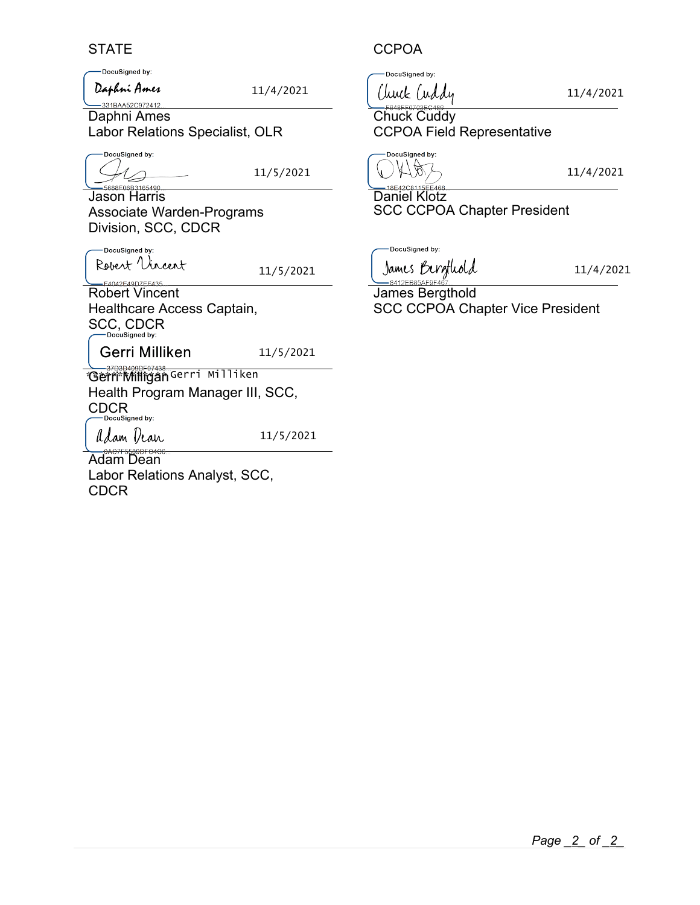**STATE**

DocuSigned by:
Daphni Ames — 11/4/2021
331BAA52C972412...
Daphni Ames
Labor Relations Specialist, OLR

DocuSigned by:
— 11/5/2021
5688F06B3165490...
Jason Harris
Associate Warden-Programs Division, SCC, CDCR

DocuSigned by:
Robert Vincent — 11/5/2021
E4042E49D7EE435...
Robert Vincent
Healthcare Access Captain, SCC, CDCR

DocuSigned by:
Gerri Milliken — 11/5/2021
37D2D409DE07438...
*Gerri Milligan* Gerri Milliken
Health Program Manager III, SCC, CDCR

DocuSigned by:
Adam Dean — 11/5/2021
0AC7F5589DFC4C6...
Adam Dean
Labor Relations Analyst, SCC, CDCR

**CCPOA**

DocuSigned by:
Chuck Cuddy — 11/4/2021
F648FF0702EC486...
Chuck Cuddy
CCPOA Field Representative

DocuSigned by:
— 11/4/2021
18E42C8115EE468...
Daniel Klotz
SCC CCPOA Chapter President

DocuSigned by:
James Bergthold — 11/4/2021
8412EB85AF9F467...
James Bergthold
SCC CCPOA Chapter Vice President